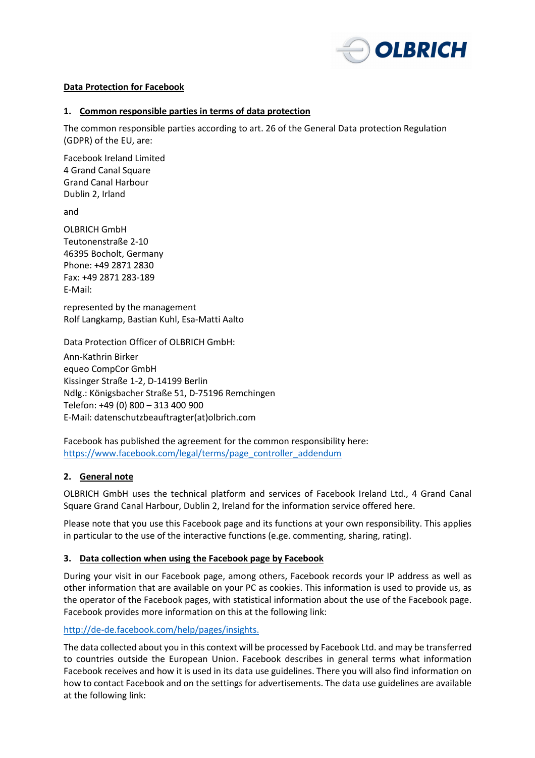## Data Protection for Facebook

### 1. Common responsible parties in terms of data protection

The common responsible parties according to art. 26 of the General Data protection Regulation (GDPR) of the EU, are:

Facebook Ireland Limited  
4 Grand Canal Square  
Grand Canal Harbour  
Dublin 2, Irland

and

OLBRICH GmbH  
Teutonenstraße 2-10  
46395 Bocholt, Germany  
Phone: +49 2871 2830  
Fax: +49 2871 283-189  
E-Mail:

represented by the management  
Rolf Langkamp, Bastian Kuhl, Esa-Matti Aalto

Data Protection Officer of OLBRICH GmbH:

Ann-Kathrin Birker  
equeo CompCor GmbH  
Kissinger Straße 1-2, D-14199 Berlin  
Ndlg.: Königsbacher Straße 51, D-75196 Remchingen  
Telefon: +49 (0) 800 – 313 400 900  
E-Mail: datenschutzbeauftragter(at)olbrich.com

Facebook has published the agreement for the common responsibility here:  
https://www.facebook.com/legal/terms/page_controller_addendum

### 2. General note

OLBRICH GmbH uses the technical platform and services of Facebook Ireland Ltd., 4 Grand Canal Square Grand Canal Harbour, Dublin 2, Ireland for the information service offered here.

Please note that you use this Facebook page and its functions at your own responsibility. This applies in particular to the use of the interactive functions (e.ge. commenting, sharing, rating).

### 3. Data collection when using the Facebook page by Facebook

During your visit in our Facebook page, among others, Facebook records your IP address as well as other information that are available on your PC as cookies. This information is used to provide us, as the operator of the Facebook pages, with statistical information about the use of the Facebook page. Facebook provides more information on this at the following link:

http://de-de.facebook.com/help/pages/insights.

The data collected about you in this context will be processed by Facebook Ltd. and may be transferred to countries outside the European Union. Facebook describes in general terms what information Facebook receives and how it is used in its data use guidelines. There you will also find information on how to contact Facebook and on the settings for advertisements. The data use guidelines are available at the following link: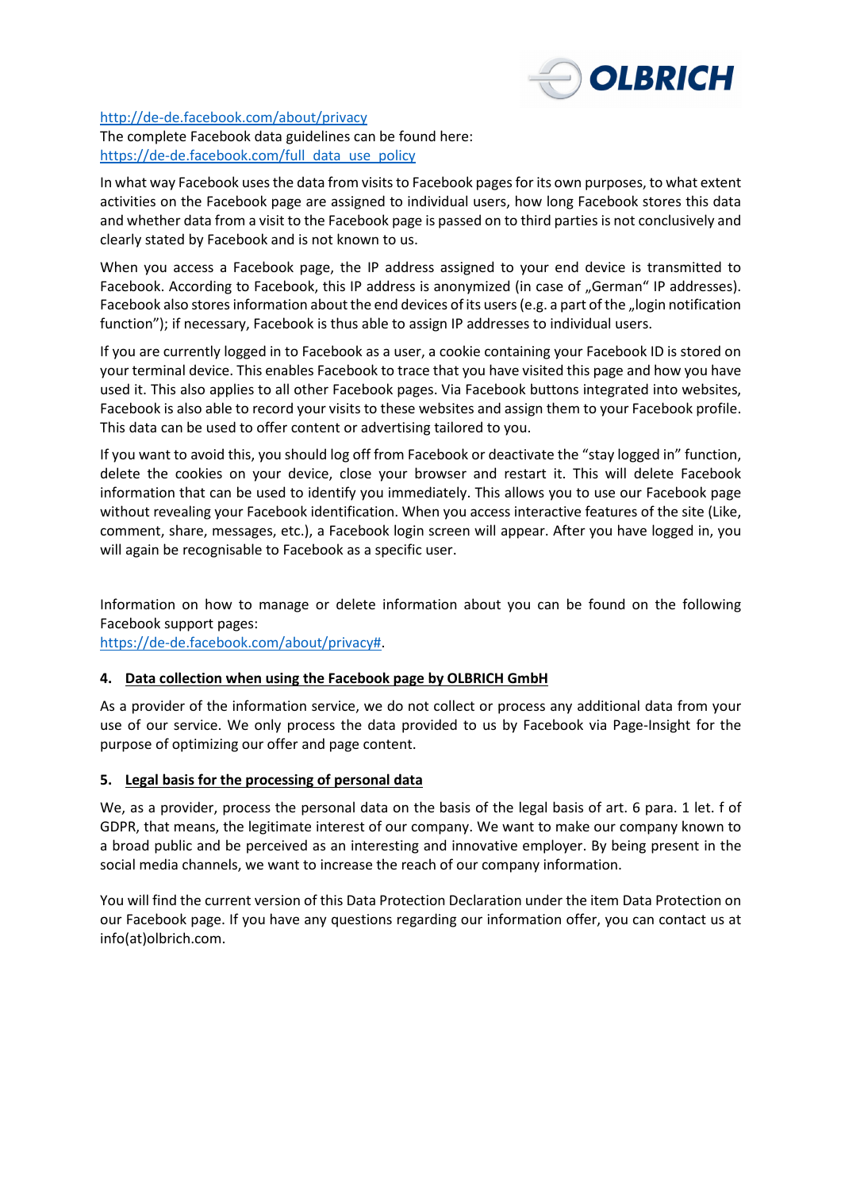http://de-de.facebook.com/about/privacy
The complete Facebook data guidelines can be found here:
https://de-de.facebook.com/full_data_use_policy

In what way Facebook uses the data from visits to Facebook pages for its own purposes, to what extent activities on the Facebook page are assigned to individual users, how long Facebook stores this data and whether data from a visit to the Facebook page is passed on to third parties is not conclusively and clearly stated by Facebook and is not known to us.

When you access a Facebook page, the IP address assigned to your end device is transmitted to Facebook. According to Facebook, this IP address is anonymized (in case of „German" IP addresses). Facebook also stores information about the end devices of its users (e.g. a part of the „login notification function"); if necessary, Facebook is thus able to assign IP addresses to individual users.

If you are currently logged in to Facebook as a user, a cookie containing your Facebook ID is stored on your terminal device. This enables Facebook to trace that you have visited this page and how you have used it. This also applies to all other Facebook pages. Via Facebook buttons integrated into websites, Facebook is also able to record your visits to these websites and assign them to your Facebook profile. This data can be used to offer content or advertising tailored to you.

If you want to avoid this, you should log off from Facebook or deactivate the "stay logged in" function, delete the cookies on your device, close your browser and restart it. This will delete Facebook information that can be used to identify you immediately. This allows you to use our Facebook page without revealing your Facebook identification. When you access interactive features of the site (Like, comment, share, messages, etc.), a Facebook login screen will appear. After you have logged in, you will again be recognisable to Facebook as a specific user.

Information on how to manage or delete information about you can be found on the following Facebook support pages:
https://de-de.facebook.com/about/privacy#.

## 4. Data collection when using the Facebook page by OLBRICH GmbH

As a provider of the information service, we do not collect or process any additional data from your use of our service. We only process the data provided to us by Facebook via Page-Insight for the purpose of optimizing our offer and page content.

## 5. Legal basis for the processing of personal data

We, as a provider, process the personal data on the basis of the legal basis of art. 6 para. 1 let. f of GDPR, that means, the legitimate interest of our company. We want to make our company known to a broad public and be perceived as an interesting and innovative employer. By being present in the social media channels, we want to increase the reach of our company information.

You will find the current version of this Data Protection Declaration under the item Data Protection on our Facebook page. If you have any questions regarding our information offer, you can contact us at info(at)olbrich.com.